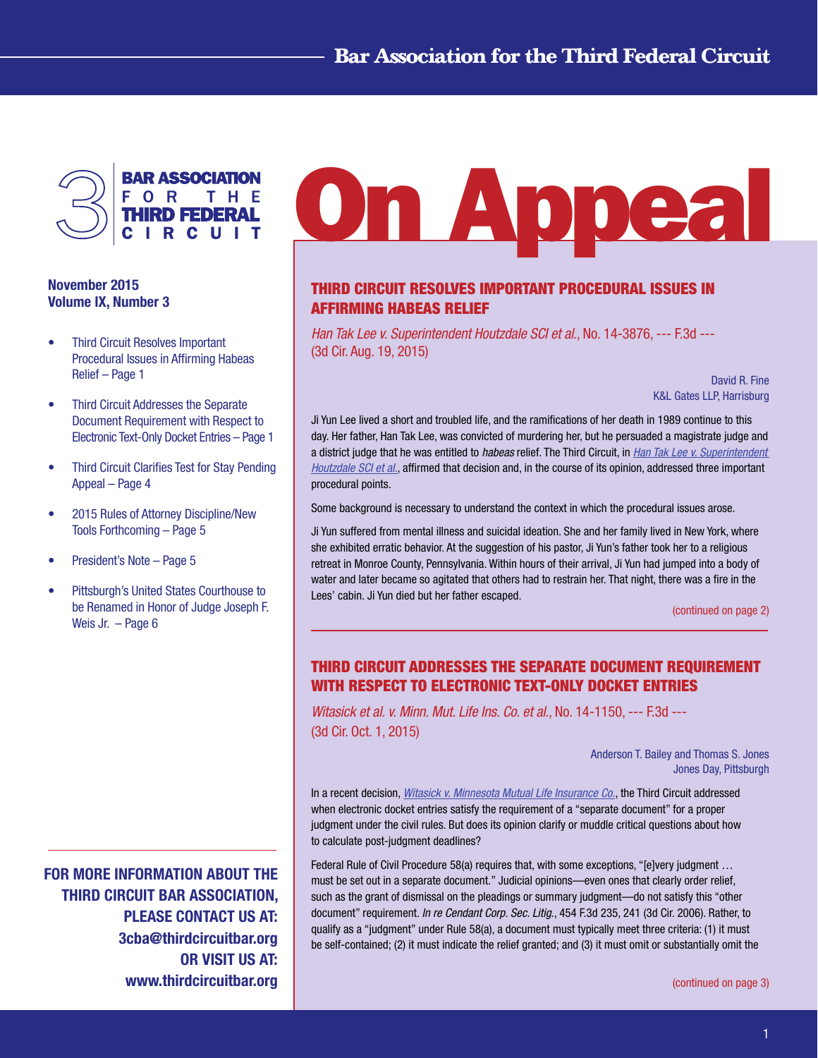# Bar Association for the Third Federal Circuit

BAR ASSOCIATION FOR THE THIRD FEDERAL CIRCUIT

# On Appeal

**November 2015**
**Volume IX, Number 3**

- Third Circuit Resolves Important Procedural Issues in Affirming Habeas Relief – Page 1
- Third Circuit Addresses the Separate Document Requirement with Respect to Electronic Text-Only Docket Entries – Page 1
- Third Circuit Clarifies Test for Stay Pending Appeal – Page 4
- 2015 Rules of Attorney Discipline/New Tools Forthcoming – Page 5
- President's Note – Page 5
- Pittsburgh's United States Courthouse to be Renamed in Honor of Judge Joseph F. Weis Jr. – Page 6

**FOR MORE INFORMATION ABOUT THE THIRD CIRCUIT BAR ASSOCIATION, PLEASE CONTACT US AT: 3cba@thirdcircuitbar.org OR VISIT US AT: www.thirdcircuitbar.org**

## THIRD CIRCUIT RESOLVES IMPORTANT PROCEDURAL ISSUES IN AFFIRMING HABEAS RELIEF

*Han Tak Lee v. Superintendent Houtzdale SCI et al.*, No. 14-3876, --- F.3d --- (3d Cir. Aug. 19, 2015)

David R. Fine
K&L Gates LLP, Harrisburg

Ji Yun Lee lived a short and troubled life, and the ramifications of her death in 1989 continue to this day. Her father, Han Tak Lee, was convicted of murdering her, but he persuaded a magistrate judge and a district judge that he was entitled to *habeas* relief. The Third Circuit, in *Han Tak Lee v. Superintendent Houtzdale SCI et al.*, affirmed that decision and, in the course of its opinion, addressed three important procedural points.

Some background is necessary to understand the context in which the procedural issues arose.

Ji Yun suffered from mental illness and suicidal ideation. She and her family lived in New York, where she exhibited erratic behavior. At the suggestion of his pastor, Ji Yun's father took her to a religious retreat in Monroe County, Pennsylvania. Within hours of their arrival, Ji Yun had jumped into a body of water and later became so agitated that others had to restrain her. That night, there was a fire in the Lees' cabin. Ji Yun died but her father escaped.

(continued on page 2)

## THIRD CIRCUIT ADDRESSES THE SEPARATE DOCUMENT REQUIREMENT WITH RESPECT TO ELECTRONIC TEXT-ONLY DOCKET ENTRIES

*Witasick et al. v. Minn. Mut. Life Ins. Co. et al.*, No. 14-1150, --- F.3d --- (3d Cir. Oct. 1, 2015)

Anderson T. Bailey and Thomas S. Jones
Jones Day, Pittsburgh

In a recent decision, *Witasick v. Minnesota Mutual Life Insurance Co.*, the Third Circuit addressed when electronic docket entries satisfy the requirement of a "separate document" for a proper judgment under the civil rules. But does its opinion clarify or muddle critical questions about how to calculate post-judgment deadlines?

Federal Rule of Civil Procedure 58(a) requires that, with some exceptions, "[e]very judgment … must be set out in a separate document." Judicial opinions—even ones that clearly order relief, such as the grant of dismissal on the pleadings or summary judgment—do not satisfy this "other document" requirement. *In re Cendant Corp. Sec. Litig.*, 454 F.3d 235, 241 (3d Cir. 2006). Rather, to qualify as a "judgment" under Rule 58(a), a document must typically meet three criteria: (1) it must be self-contained; (2) it must indicate the relief granted; and (3) it must omit or substantially omit the

(continued on page 3)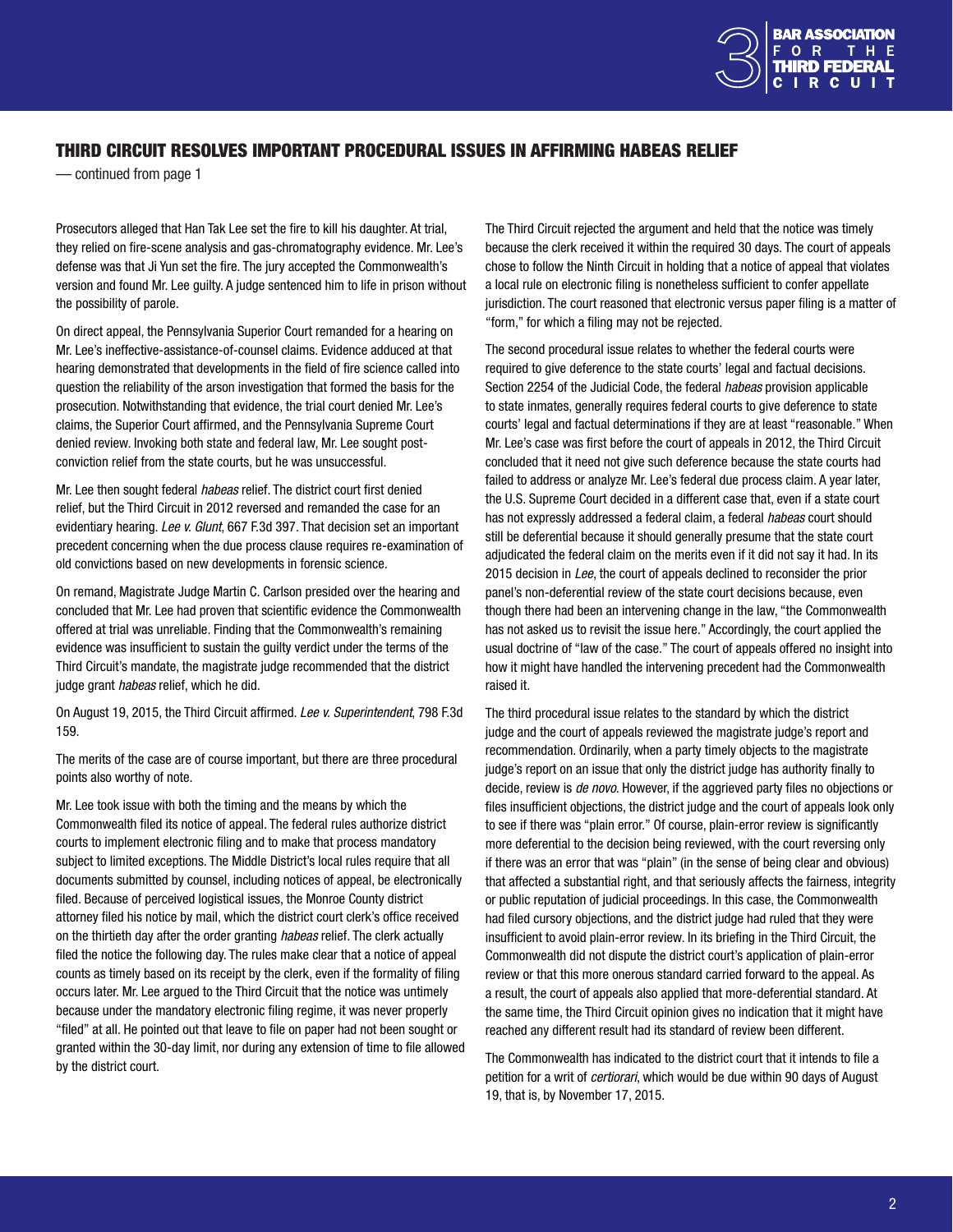## THIRD CIRCUIT RESOLVES IMPORTANT PROCEDURAL ISSUES IN AFFIRMING HABEAS RELIEF

— continued from page 1

Prosecutors alleged that Han Tak Lee set the fire to kill his daughter. At trial, they relied on fire-scene analysis and gas-chromatography evidence. Mr. Lee's defense was that Ji Yun set the fire. The jury accepted the Commonwealth's version and found Mr. Lee guilty. A judge sentenced him to life in prison without the possibility of parole.

On direct appeal, the Pennsylvania Superior Court remanded for a hearing on Mr. Lee's ineffective-assistance-of-counsel claims. Evidence adduced at that hearing demonstrated that developments in the field of fire science called into question the reliability of the arson investigation that formed the basis for the prosecution. Notwithstanding that evidence, the trial court denied Mr. Lee's claims, the Superior Court affirmed, and the Pennsylvania Supreme Court denied review. Invoking both state and federal law, Mr. Lee sought post-conviction relief from the state courts, but he was unsuccessful.

Mr. Lee then sought federal *habeas* relief. The district court first denied relief, but the Third Circuit in 2012 reversed and remanded the case for an evidentiary hearing. *Lee v. Glunt*, 667 F.3d 397. That decision set an important precedent concerning when the due process clause requires re-examination of old convictions based on new developments in forensic science.

On remand, Magistrate Judge Martin C. Carlson presided over the hearing and concluded that Mr. Lee had proven that scientific evidence the Commonwealth offered at trial was unreliable. Finding that the Commonwealth's remaining evidence was insufficient to sustain the guilty verdict under the terms of the Third Circuit's mandate, the magistrate judge recommended that the district judge grant *habeas* relief, which he did.

On August 19, 2015, the Third Circuit affirmed. *Lee v. Superintendent*, 798 F.3d 159.

The merits of the case are of course important, but there are three procedural points also worthy of note.

Mr. Lee took issue with both the timing and the means by which the Commonwealth filed its notice of appeal. The federal rules authorize district courts to implement electronic filing and to make that process mandatory subject to limited exceptions. The Middle District's local rules require that all documents submitted by counsel, including notices of appeal, be electronically filed. Because of perceived logistical issues, the Monroe County district attorney filed his notice by mail, which the district court clerk's office received on the thirtieth day after the order granting *habeas* relief. The clerk actually filed the notice the following day. The rules make clear that a notice of appeal counts as timely based on its receipt by the clerk, even if the formality of filing occurs later. Mr. Lee argued to the Third Circuit that the notice was untimely because under the mandatory electronic filing regime, it was never properly "filed" at all. He pointed out that leave to file on paper had not been sought or granted within the 30-day limit, nor during any extension of time to file allowed by the district court.

The Third Circuit rejected the argument and held that the notice was timely because the clerk received it within the required 30 days. The court of appeals chose to follow the Ninth Circuit in holding that a notice of appeal that violates a local rule on electronic filing is nonetheless sufficient to confer appellate jurisdiction. The court reasoned that electronic versus paper filing is a matter of "form," for which a filing may not be rejected.

The second procedural issue relates to whether the federal courts were required to give deference to the state courts' legal and factual decisions. Section 2254 of the Judicial Code, the federal *habeas* provision applicable to state inmates, generally requires federal courts to give deference to state courts' legal and factual determinations if they are at least "reasonable." When Mr. Lee's case was first before the court of appeals in 2012, the Third Circuit concluded that it need not give such deference because the state courts had failed to address or analyze Mr. Lee's federal due process claim. A year later, the U.S. Supreme Court decided in a different case that, even if a state court has not expressly addressed a federal claim, a federal *habeas* court should still be deferential because it should generally presume that the state court adjudicated the federal claim on the merits even if it did not say it had. In its 2015 decision in *Lee*, the court of appeals declined to reconsider the prior panel's non-deferential review of the state court decisions because, even though there had been an intervening change in the law, "the Commonwealth has not asked us to revisit the issue here." Accordingly, the court applied the usual doctrine of "law of the case." The court of appeals offered no insight into how it might have handled the intervening precedent had the Commonwealth raised it.

The third procedural issue relates to the standard by which the district judge and the court of appeals reviewed the magistrate judge's report and recommendation. Ordinarily, when a party timely objects to the magistrate judge's report on an issue that only the district judge has authority finally to decide, review is *de novo*. However, if the aggrieved party files no objections or files insufficient objections, the district judge and the court of appeals look only to see if there was "plain error." Of course, plain-error review is significantly more deferential to the decision being reviewed, with the court reversing only if there was an error that was "plain" (in the sense of being clear and obvious) that affected a substantial right, and that seriously affects the fairness, integrity or public reputation of judicial proceedings. In this case, the Commonwealth had filed cursory objections, and the district judge had ruled that they were insufficient to avoid plain-error review. In its briefing in the Third Circuit, the Commonwealth did not dispute the district court's application of plain-error review or that this more onerous standard carried forward to the appeal. As a result, the court of appeals also applied that more-deferential standard. At the same time, the Third Circuit opinion gives no indication that it might have reached any different result had its standard of review been different.

The Commonwealth has indicated to the district court that it intends to file a petition for a writ of *certiorari*, which would be due within 90 days of August 19, that is, by November 17, 2015.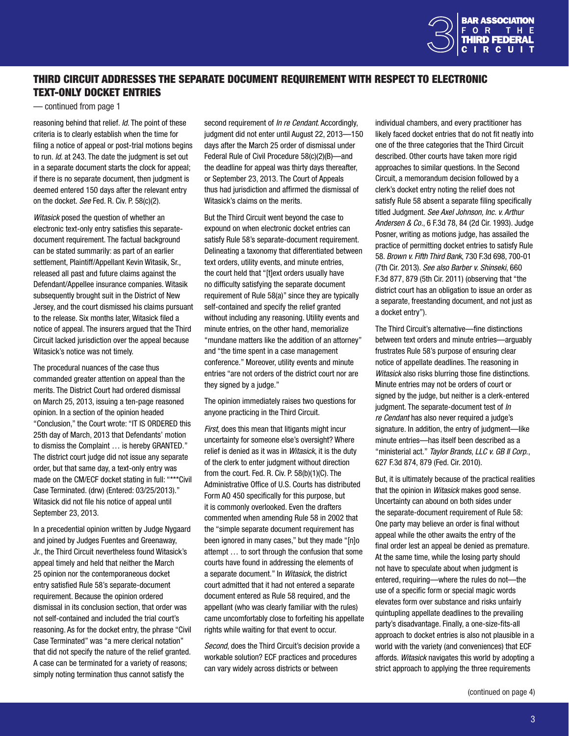# THIRD CIRCUIT ADDRESSES THE SEPARATE DOCUMENT REQUIREMENT WITH RESPECT TO ELECTRONIC TEXT-ONLY DOCKET ENTRIES

— continued from page 1

reasoning behind that relief. *Id.* The point of these criteria is to clearly establish when the time for filing a notice of appeal or post-trial motions begins to run. *Id.* at 243. The date the judgment is set out in a separate document starts the clock for appeal; if there is no separate document, then judgment is deemed entered 150 days after the relevant entry on the docket. *See* Fed. R. Civ. P. 58(c)(2).

*Witasick* posed the question of whether an electronic text-only entry satisfies this separate-document requirement. The factual background can be stated summarily: as part of an earlier settlement, Plaintiff/Appellant Kevin Witasik, Sr., released all past and future claims against the Defendant/Appellee insurance companies. Witasik subsequently brought suit in the District of New Jersey, and the court dismissed his claims pursuant to the release. Six months later, Witasick filed a notice of appeal. The insurers argued that the Third Circuit lacked jurisdiction over the appeal because Witasick's notice was not timely.

The procedural nuances of the case thus commanded greater attention on appeal than the merits. The District Court had ordered dismissal on March 25, 2013, issuing a ten-page reasoned opinion. In a section of the opinion headed "Conclusion," the Court wrote: "IT IS ORDERED this 25th day of March, 2013 that Defendants' motion to dismiss the Complaint … is hereby GRANTED." The district court judge did not issue any separate order, but that same day, a text-only entry was made on the CM/ECF docket stating in full: "***Civil Case Terminated. (drw) (Entered: 03/25/2013)." Witasick did not file his notice of appeal until September 23, 2013.

In a precedential opinion written by Judge Nygaard and joined by Judges Fuentes and Greenaway, Jr., the Third Circuit nevertheless found Witasick's appeal timely and held that neither the March 25 opinion nor the contemporaneous docket entry satisfied Rule 58's separate-document requirement. Because the opinion ordered dismissal in its conclusion section, that order was not self-contained and included the trial court's reasoning. As for the docket entry, the phrase "Civil Case Terminated" was "a mere clerical notation" that did not specify the nature of the relief granted. A case can be terminated for a variety of reasons; simply noting termination thus cannot satisfy the second requirement of *In re Cendant*. Accordingly, judgment did not enter until August 22, 2013—150 days after the March 25 order of dismissal under Federal Rule of Civil Procedure 58(c)(2)(B)—and the deadline for appeal was thirty days thereafter, or September 23, 2013. The Court of Appeals thus had jurisdiction and affirmed the dismissal of Witasick's claims on the merits.

But the Third Circuit went beyond the case to expound on when electronic docket entries can satisfy Rule 58's separate-document requirement. Delineating a taxonomy that differentiated between text orders, utility events, and minute entries, the court held that "[t]ext orders usually have no difficulty satisfying the separate document requirement of Rule 58(a)" since they are typically self-contained and specify the relief granted without including any reasoning. Utility events and minute entries, on the other hand, memorialize "mundane matters like the addition of an attorney" and "the time spent in a case management conference." Moreover, utility events and minute entries "are not orders of the district court nor are they signed by a judge."

The opinion immediately raises two questions for anyone practicing in the Third Circuit.

*First*, does this mean that litigants might incur uncertainty for someone else's oversight? Where relief is denied as it was in *Witasick*, it is the duty of the clerk to enter judgment without direction from the court. Fed. R. Civ. P. 58(b)(1)(C). The Administrative Office of U.S. Courts has distributed Form AO 450 specifically for this purpose, but it is commonly overlooked. Even the drafters commented when amending Rule 58 in 2002 that the "simple separate document requirement has been ignored in many cases," but they made "[n]o attempt … to sort through the confusion that some courts have found in addressing the elements of a separate document." In *Witasick*, the district court admitted that it had not entered a separate document entered as Rule 58 required, and the appellant (who was clearly familiar with the rules) came uncomfortably close to forfeiting his appellate rights while waiting for that event to occur.

*Second*, does the Third Circuit's decision provide a workable solution? ECF practices and procedures can vary widely across districts or between individual chambers, and every practitioner has likely faced docket entries that do not fit neatly into one of the three categories that the Third Circuit described. Other courts have taken more rigid approaches to similar questions. In the Second Circuit, a memorandum decision followed by a clerk's docket entry noting the relief does not satisfy Rule 58 absent a separate filing specifically titled Judgment. *See Axel Johnson, Inc. v. Arthur Andersen & Co.*, 6 F.3d 78, 84 (2d Cir. 1993). Judge Posner, writing as motions judge, has assailed the practice of permitting docket entries to satisfy Rule 58. *Brown v. Fifth Third Bank*, 730 F.3d 698, 700-01 (7th Cir. 2013). *See also Barber v. Shinseki*, 660 F.3d 877, 879 (5th Cir. 2011) (observing that "the district court has an obligation to issue an order as a separate, freestanding document, and not just as a docket entry").

The Third Circuit's alternative—fine distinctions between text orders and minute entries—arguably frustrates Rule 58's purpose of ensuring clear notice of appellate deadlines. The reasoning in *Witasick* also risks blurring those fine distinctions. Minute entries may not be orders of court or signed by the judge, but neither is a clerk-entered judgment. The separate-document test of *In re Cendant* has also never required a judge's signature. In addition, the entry of judgment—like minute entries—has itself been described as a "ministerial act." *Taylor Brands, LLC v. GB II Corp.*, 627 F.3d 874, 879 (Fed. Cir. 2010).

But, it is ultimately because of the practical realities that the opinion in *Witasick* makes good sense. Uncertainty can abound on both sides under the separate-document requirement of Rule 58: One party may believe an order is final without appeal while the other awaits the entry of the final order lest an appeal be denied as premature. At the same time, while the losing party should not have to speculate about when judgment is entered, requiring—where the rules do not—the use of a specific form or special magic words elevates form over substance and risks unfairly quintupling appellate deadlines to the prevailing party's disadvantage. Finally, a one-size-fits-all approach to docket entries is also not plausible in a world with the variety (and conveniences) that ECF affords. *Witasick* navigates this world by adopting a strict approach to applying the three requirements

(continued on page 4)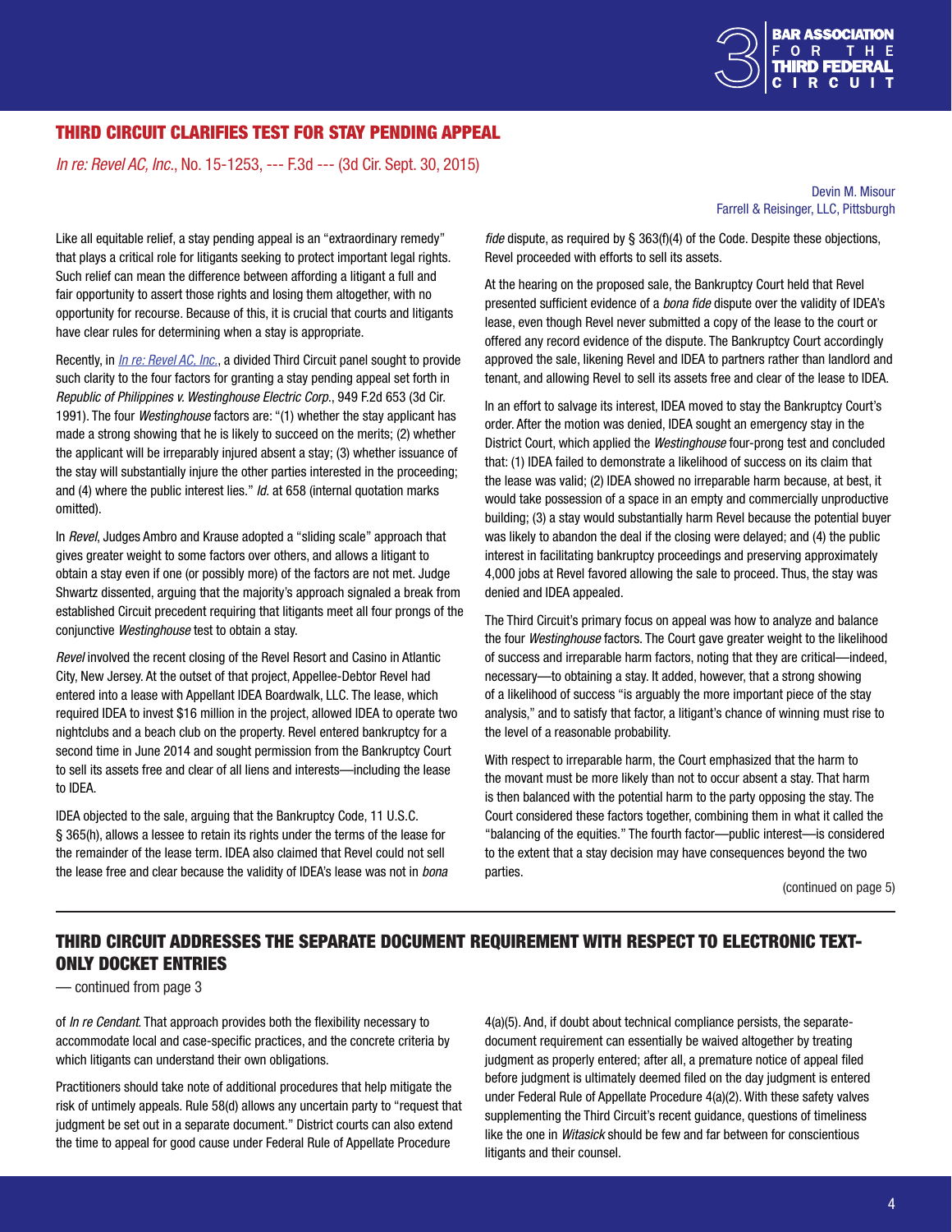## THIRD CIRCUIT CLARIFIES TEST FOR STAY PENDING APPEAL

*In re: Revel AC, Inc.*, No. 15-1253, --- F.3d --- (3d Cir. Sept. 30, 2015)

Devin M. Misour
Farrell & Reisinger, LLC, Pittsburgh

Like all equitable relief, a stay pending appeal is an "extraordinary remedy" that plays a critical role for litigants seeking to protect important legal rights. Such relief can mean the difference between affording a litigant a full and fair opportunity to assert those rights and losing them altogether, with no opportunity for recourse. Because of this, it is crucial that courts and litigants have clear rules for determining when a stay is appropriate.

Recently, in *In re: Revel AC, Inc.*, a divided Third Circuit panel sought to provide such clarity to the four factors for granting a stay pending appeal set forth in *Republic of Philippines v. Westinghouse Electric Corp.*, 949 F.2d 653 (3d Cir. 1991). The four *Westinghouse* factors are: "(1) whether the stay applicant has made a strong showing that he is likely to succeed on the merits; (2) whether the applicant will be irreparably injured absent a stay; (3) whether issuance of the stay will substantially injure the other parties interested in the proceeding; and (4) where the public interest lies." *Id.* at 658 (internal quotation marks omitted).

In *Revel*, Judges Ambro and Krause adopted a "sliding scale" approach that gives greater weight to some factors over others, and allows a litigant to obtain a stay even if one (or possibly more) of the factors are not met. Judge Shwartz dissented, arguing that the majority's approach signaled a break from established Circuit precedent requiring that litigants meet all four prongs of the conjunctive *Westinghouse* test to obtain a stay.

*Revel* involved the recent closing of the Revel Resort and Casino in Atlantic City, New Jersey. At the outset of that project, Appellee-Debtor Revel had entered into a lease with Appellant IDEA Boardwalk, LLC. The lease, which required IDEA to invest $16 million in the project, allowed IDEA to operate two nightclubs and a beach club on the property. Revel entered bankruptcy for a second time in June 2014 and sought permission from the Bankruptcy Court to sell its assets free and clear of all liens and interests—including the lease to IDEA.

IDEA objected to the sale, arguing that the Bankruptcy Code, 11 U.S.C. § 365(h), allows a lessee to retain its rights under the terms of the lease for the remainder of the lease term. IDEA also claimed that Revel could not sell the lease free and clear because the validity of IDEA's lease was not in *bona fide* dispute, as required by § 363(f)(4) of the Code. Despite these objections, Revel proceeded with efforts to sell its assets.

At the hearing on the proposed sale, the Bankruptcy Court held that Revel presented sufficient evidence of a *bona fide* dispute over the validity of IDEA's lease, even though Revel never submitted a copy of the lease to the court or offered any record evidence of the dispute. The Bankruptcy Court accordingly approved the sale, likening Revel and IDEA to partners rather than landlord and tenant, and allowing Revel to sell its assets free and clear of the lease to IDEA.

In an effort to salvage its interest, IDEA moved to stay the Bankruptcy Court's order. After the motion was denied, IDEA sought an emergency stay in the District Court, which applied the *Westinghouse* four-prong test and concluded that: (1) IDEA failed to demonstrate a likelihood of success on its claim that the lease was valid; (2) IDEA showed no irreparable harm because, at best, it would take possession of a space in an empty and commercially unproductive building; (3) a stay would substantially harm Revel because the potential buyer was likely to abandon the deal if the closing were delayed; and (4) the public interest in facilitating bankruptcy proceedings and preserving approximately 4,000 jobs at Revel favored allowing the sale to proceed. Thus, the stay was denied and IDEA appealed.

The Third Circuit's primary focus on appeal was how to analyze and balance the four *Westinghouse* factors. The Court gave greater weight to the likelihood of success and irreparable harm factors, noting that they are critical—indeed, necessary—to obtaining a stay. It added, however, that a strong showing of a likelihood of success "is arguably the more important piece of the stay analysis," and to satisfy that factor, a litigant's chance of winning must rise to the level of a reasonable probability.

With respect to irreparable harm, the Court emphasized that the harm to the movant must be more likely than not to occur absent a stay. That harm is then balanced with the potential harm to the party opposing the stay. The Court considered these factors together, combining them in what it called the "balancing of the equities." The fourth factor—public interest—is considered to the extent that a stay decision may have consequences beyond the two parties.

(continued on page 5)

## THIRD CIRCUIT ADDRESSES THE SEPARATE DOCUMENT REQUIREMENT WITH RESPECT TO ELECTRONIC TEXT-ONLY DOCKET ENTRIES

— continued from page 3

of *In re Cendant*. That approach provides both the flexibility necessary to accommodate local and case-specific practices, and the concrete criteria by which litigants can understand their own obligations.

Practitioners should take note of additional procedures that help mitigate the risk of untimely appeals. Rule 58(d) allows any uncertain party to "request that judgment be set out in a separate document." District courts can also extend the time to appeal for good cause under Federal Rule of Appellate Procedure 4(a)(5). And, if doubt about technical compliance persists, the separate-document requirement can essentially be waived altogether by treating judgment as properly entered; after all, a premature notice of appeal filed before judgment is ultimately deemed filed on the day judgment is entered under Federal Rule of Appellate Procedure 4(a)(2). With these safety valves supplementing the Third Circuit's recent guidance, questions of timeliness like the one in *Witasick* should be few and far between for conscientious litigants and their counsel.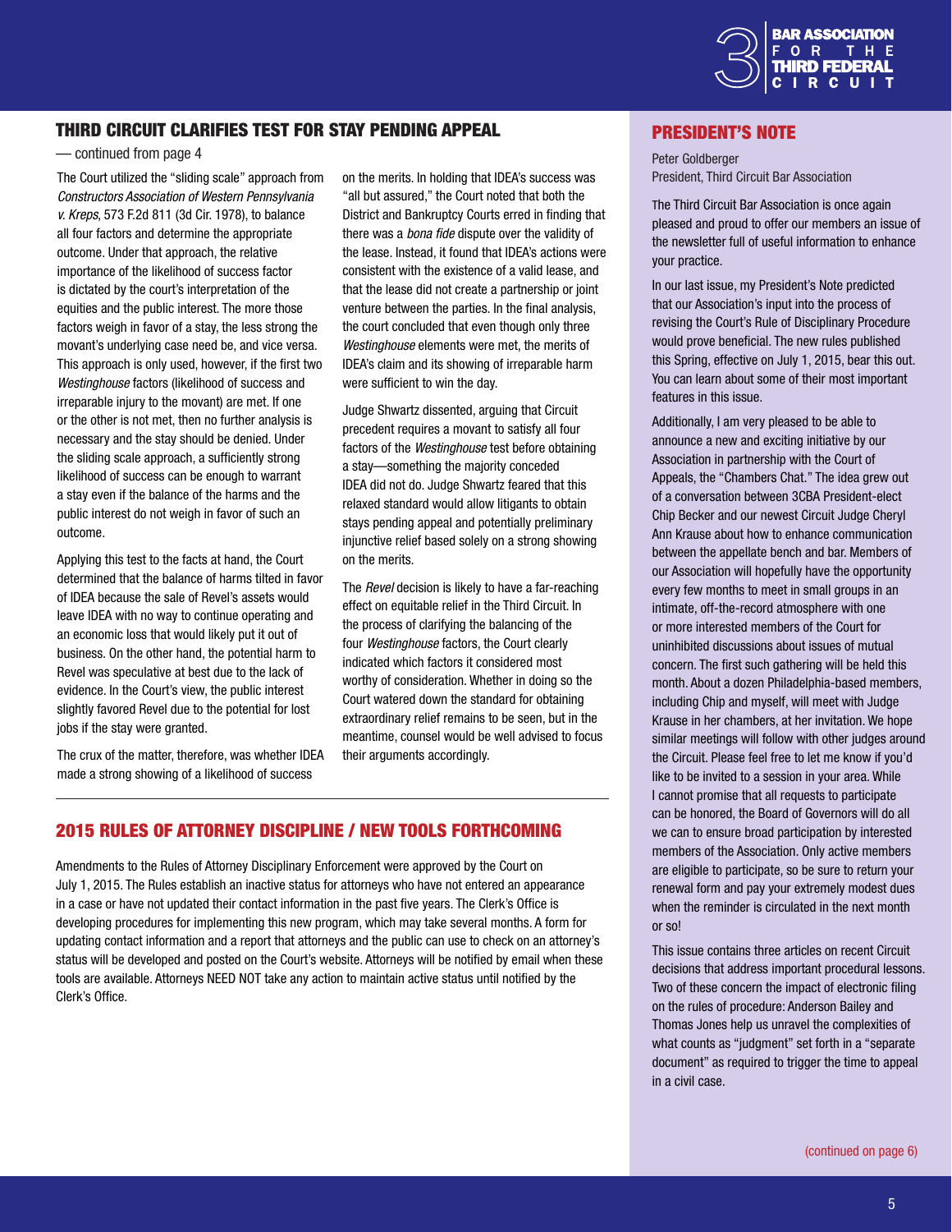## THIRD CIRCUIT CLARIFIES TEST FOR STAY PENDING APPEAL

— continued from page 4

The Court utilized the "sliding scale" approach from *Constructors Association of Western Pennsylvania v. Kreps*, 573 F.2d 811 (3d Cir. 1978), to balance all four factors and determine the appropriate outcome. Under that approach, the relative importance of the likelihood of success factor is dictated by the court's interpretation of the equities and the public interest. The more those factors weigh in favor of a stay, the less strong the movant's underlying case need be, and vice versa. This approach is only used, however, if the first two *Westinghouse* factors (likelihood of success and irreparable injury to the movant) are met. If one or the other is not met, then no further analysis is necessary and the stay should be denied. Under the sliding scale approach, a sufficiently strong likelihood of success can be enough to warrant a stay even if the balance of the harms and the public interest do not weigh in favor of such an outcome.

Applying this test to the facts at hand, the Court determined that the balance of harms tilted in favor of IDEA because the sale of Revel's assets would leave IDEA with no way to continue operating and an economic loss that would likely put it out of business. On the other hand, the potential harm to Revel was speculative at best due to the lack of evidence. In the Court's view, the public interest slightly favored Revel due to the potential for lost jobs if the stay were granted.

The crux of the matter, therefore, was whether IDEA made a strong showing of a likelihood of success on the merits. In holding that IDEA's success was "all but assured," the Court noted that both the District and Bankruptcy Courts erred in finding that there was a *bona fide* dispute over the validity of the lease. Instead, it found that IDEA's actions were consistent with the existence of a valid lease, and that the lease did not create a partnership or joint venture between the parties. In the final analysis, the court concluded that even though only three *Westinghouse* elements were met, the merits of IDEA's claim and its showing of irreparable harm were sufficient to win the day.

Judge Shwartz dissented, arguing that Circuit precedent requires a movant to satisfy all four factors of the *Westinghouse* test before obtaining a stay—something the majority conceded IDEA did not do. Judge Shwartz feared that this relaxed standard would allow litigants to obtain stays pending appeal and potentially preliminary injunctive relief based solely on a strong showing on the merits.

The *Revel* decision is likely to have a far-reaching effect on equitable relief in the Third Circuit. In the process of clarifying the balancing of the four *Westinghouse* factors, the Court clearly indicated which factors it considered most worthy of consideration. Whether in doing so the Court watered down the standard for obtaining extraordinary relief remains to be seen, but in the meantime, counsel would be well advised to focus their arguments accordingly.

## 2015 RULES OF ATTORNEY DISCIPLINE / NEW TOOLS FORTHCOMING

Amendments to the Rules of Attorney Disciplinary Enforcement were approved by the Court on July 1, 2015. The Rules establish an inactive status for attorneys who have not entered an appearance in a case or have not updated their contact information in the past five years. The Clerk's Office is developing procedures for implementing this new program, which may take several months. A form for updating contact information and a report that attorneys and the public can use to check on an attorney's status will be developed and posted on the Court's website. Attorneys will be notified by email when these tools are available. Attorneys NEED NOT take any action to maintain active status until notified by the Clerk's Office.

## PRESIDENT'S NOTE

Peter Goldberger
President, Third Circuit Bar Association

The Third Circuit Bar Association is once again pleased and proud to offer our members an issue of the newsletter full of useful information to enhance your practice.

In our last issue, my President's Note predicted that our Association's input into the process of revising the Court's Rule of Disciplinary Procedure would prove beneficial. The new rules published this Spring, effective on July 1, 2015, bear this out. You can learn about some of their most important features in this issue.

Additionally, I am very pleased to be able to announce a new and exciting initiative by our Association in partnership with the Court of Appeals, the "Chambers Chat." The idea grew out of a conversation between 3CBA President-elect Chip Becker and our newest Circuit Judge Cheryl Ann Krause about how to enhance communication between the appellate bench and bar. Members of our Association will hopefully have the opportunity every few months to meet in small groups in an intimate, off-the-record atmosphere with one or more interested members of the Court for uninhibited discussions about issues of mutual concern. The first such gathering will be held this month. About a dozen Philadelphia-based members, including Chip and myself, will meet with Judge Krause in her chambers, at her invitation. We hope similar meetings will follow with other judges around the Circuit. Please feel free to let me know if you'd like to be invited to a session in your area. While I cannot promise that all requests to participate can be honored, the Board of Governors will do all we can to ensure broad participation by interested members of the Association. Only active members are eligible to participate, so be sure to return your renewal form and pay your extremely modest dues when the reminder is circulated in the next month or so!

This issue contains three articles on recent Circuit decisions that address important procedural lessons. Two of these concern the impact of electronic filing on the rules of procedure: Anderson Bailey and Thomas Jones help us unravel the complexities of what counts as "judgment" set forth in a "separate document" as required to trigger the time to appeal in a civil case.

(continued on page 6)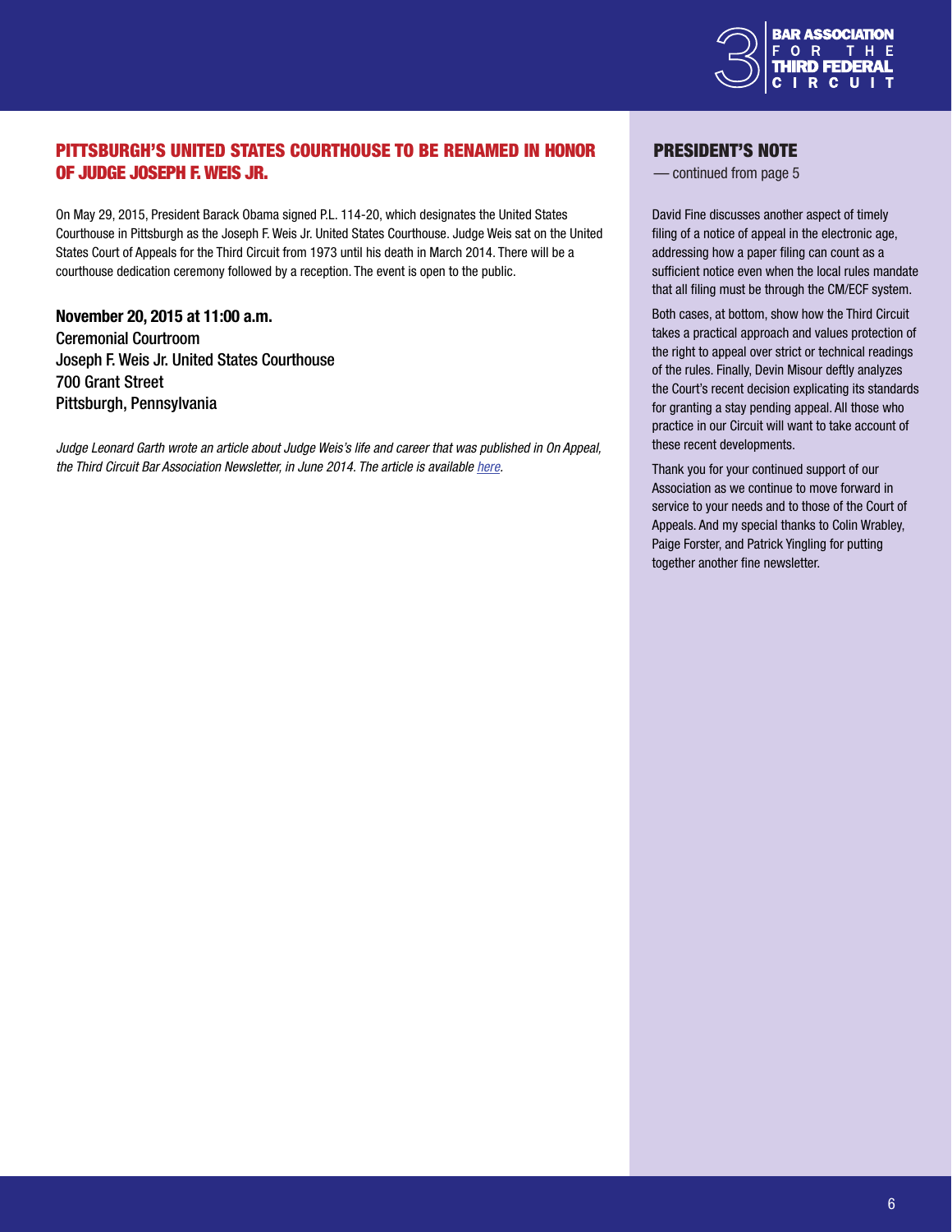## PITTSBURGH'S UNITED STATES COURTHOUSE TO BE RENAMED IN HONOR OF JUDGE JOSEPH F. WEIS JR.

On May 29, 2015, President Barack Obama signed P.L. 114-20, which designates the United States Courthouse in Pittsburgh as the Joseph F. Weis Jr. United States Courthouse. Judge Weis sat on the United States Court of Appeals for the Third Circuit from 1973 until his death in March 2014. There will be a courthouse dedication ceremony followed by a reception. The event is open to the public.

**November 20, 2015 at 11:00 a.m.**
Ceremonial Courtroom
Joseph F. Weis Jr. United States Courthouse
700 Grant Street
Pittsburgh, Pennsylvania

*Judge Leonard Garth wrote an article about Judge Weis's life and career that was published in On Appeal, the Third Circuit Bar Association Newsletter, in June 2014. The article is available [here](here).*

## PRESIDENT'S NOTE

— continued from page 5

David Fine discusses another aspect of timely filing of a notice of appeal in the electronic age, addressing how a paper filing can count as a sufficient notice even when the local rules mandate that all filing must be through the CM/ECF system.

Both cases, at bottom, show how the Third Circuit takes a practical approach and values protection of the right to appeal over strict or technical readings of the rules. Finally, Devin Misour deftly analyzes the Court's recent decision explicating its standards for granting a stay pending appeal. All those who practice in our Circuit will want to take account of these recent developments.

Thank you for your continued support of our Association as we continue to move forward in service to your needs and to those of the Court of Appeals. And my special thanks to Colin Wrabley, Paige Forster, and Patrick Yingling for putting together another fine newsletter.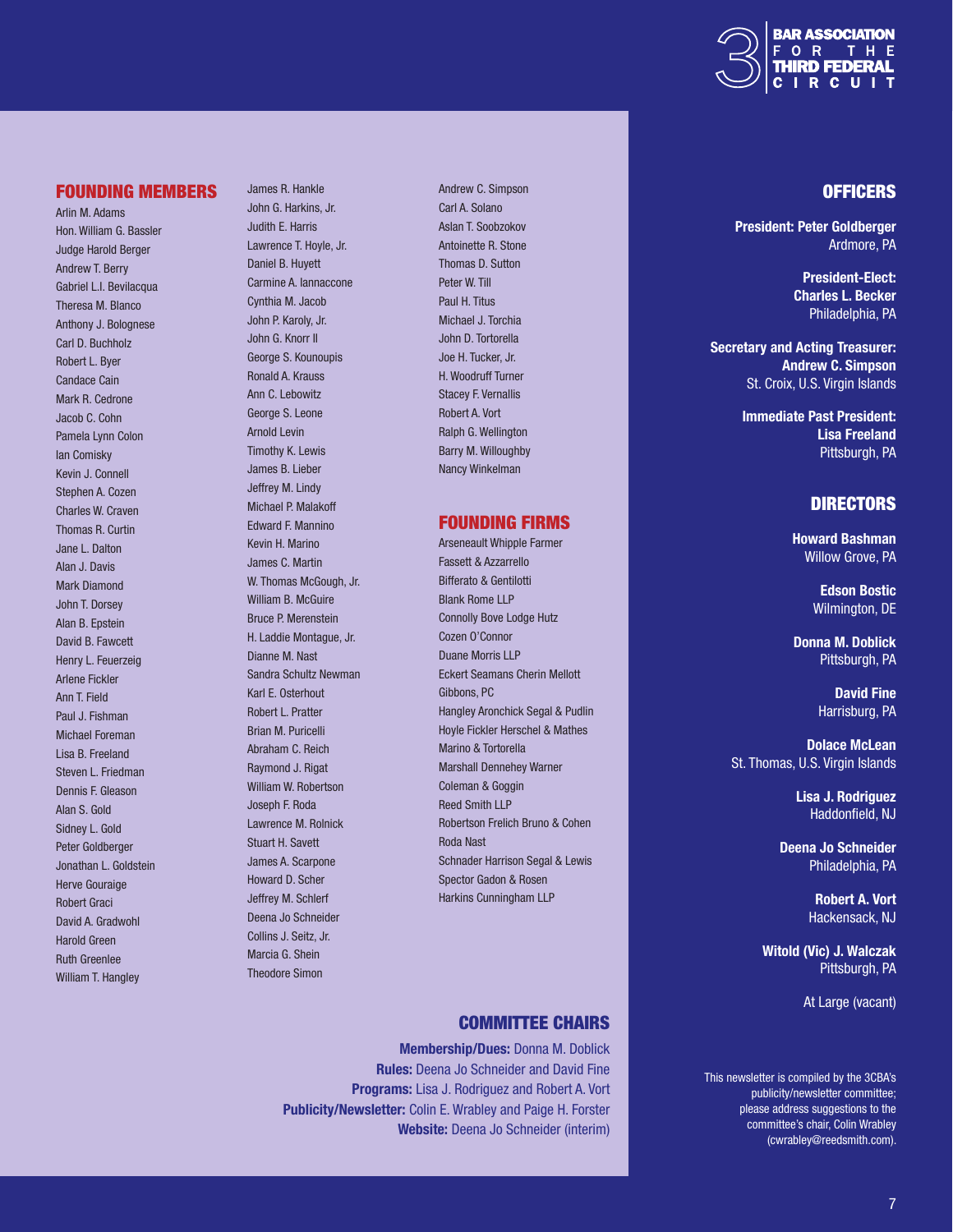BAR ASSOCIATION FOR THE THIRD FEDERAL CIRCUIT

## FOUNDING MEMBERS

Arlin M. Adams
Hon. William G. Bassler
Judge Harold Berger
Andrew T. Berry
Gabriel L.I. Bevilacqua
Theresa M. Blanco
Anthony J. Bolognese
Carl D. Buchholz
Robert L. Byer
Candace Cain
Mark R. Cedrone
Jacob C. Cohn
Pamela Lynn Colon
Ian Comisky
Kevin J. Connell
Stephen A. Cozen
Charles W. Craven
Thomas R. Curtin
Jane L. Dalton
Alan J. Davis
Mark Diamond
John T. Dorsey
Alan B. Epstein
David B. Fawcett
Henry L. Feuerzeig
Arlene Fickler
Ann T. Field
Paul J. Fishman
Michael Foreman
Lisa B. Freeland
Steven L. Friedman
Dennis F. Gleason
Alan S. Gold
Sidney L. Gold
Peter Goldberger
Jonathan L. Goldstein
Herve Gouraige
Robert Graci
David A. Gradwohl
Harold Green
Ruth Greenlee
William T. Hangley
James R. Hankle
John G. Harkins, Jr.
Judith E. Harris
Lawrence T. Hoyle, Jr.
Daniel B. Huyett
Carmine A. Iannaccone
Cynthia M. Jacob
John P. Karoly, Jr.
John G. Knorr II
George S. Kounoupis
Ronald A. Krauss
Ann C. Lebowitz
George S. Leone
Arnold Levin
Timothy K. Lewis
James B. Lieber
Jeffrey M. Lindy
Michael P. Malakoff
Edward F. Mannino
Kevin H. Marino
James C. Martin
W. Thomas McGough, Jr.
William B. McGuire
Bruce P. Merenstein
H. Laddie Montague, Jr.
Dianne M. Nast
Sandra Schultz Newman
Karl E. Osterhout
Robert L. Pratter
Brian M. Puricelli
Abraham C. Reich
Raymond J. Rigat
William W. Robertson
Joseph F. Roda
Lawrence M. Rolnick
Stuart H. Savett
James A. Scarpone
Howard D. Scher
Jeffrey M. Schlerf
Deena Jo Schneider
Collins J. Seitz, Jr.
Marcia G. Shein
Theodore Simon
Andrew C. Simpson
Carl A. Solano
Aslan T. Soobzokov
Antoinette R. Stone
Thomas D. Sutton
Peter W. Till
Paul H. Titus
Michael J. Torchia
John D. Tortorella
Joe H. Tucker, Jr.
H. Woodruff Turner
Stacey F. Vernallis
Robert A. Vort
Ralph G. Wellington
Barry M. Willoughby
Nancy Winkelman

## FOUNDING FIRMS

Arseneault Whipple Farmer
Fassett & Azzarrello
Bifferato & Gentilotti
Blank Rome LLP
Connolly Bove Lodge Hutz
Cozen O'Connor
Duane Morris LLP
Eckert Seamans Cherin Mellott
Gibbons, PC
Hangley Aronchick Segal & Pudlin
Hoyle Fickler Herschel & Mathes
Marino & Tortorella
Marshall Dennehey Warner
Coleman & Goggin
Reed Smith LLP
Robertson Frelich Bruno & Cohen
Roda Nast
Schnader Harrison Segal & Lewis
Spector Gadon & Rosen
Harkins Cunningham LLP

## COMMITTEE CHAIRS

**Membership/Dues:** Donna M. Doblick
**Rules:** Deena Jo Schneider and David Fine
**Programs:** Lisa J. Rodriguez and Robert A. Vort
**Publicity/Newsletter:** Colin E. Wrabley and Paige H. Forster
**Website:** Deena Jo Schneider (interim)

## OFFICERS

**President: Peter Goldberger**
Ardmore, PA

**President-Elect: Charles L. Becker**
Philadelphia, PA

**Secretary and Acting Treasurer: Andrew C. Simpson**
St. Croix, U.S. Virgin Islands

**Immediate Past President: Lisa Freeland**
Pittsburgh, PA

## DIRECTORS

**Howard Bashman**
Willow Grove, PA

**Edson Bostic**
Wilmington, DE

**Donna M. Doblick**
Pittsburgh, PA

**David Fine**
Harrisburg, PA

**Dolace McLean**
St. Thomas, U.S. Virgin Islands

**Lisa J. Rodriguez**
Haddonfield, NJ

**Deena Jo Schneider**
Philadelphia, PA

**Robert A. Vort**
Hackensack, NJ

**Witold (Vic) J. Walczak**
Pittsburgh, PA

At Large (vacant)

This newsletter is compiled by the 3CBA's publicity/newsletter committee; please address suggestions to the committee's chair, Colin Wrabley (cwrabley@reedsmith.com).